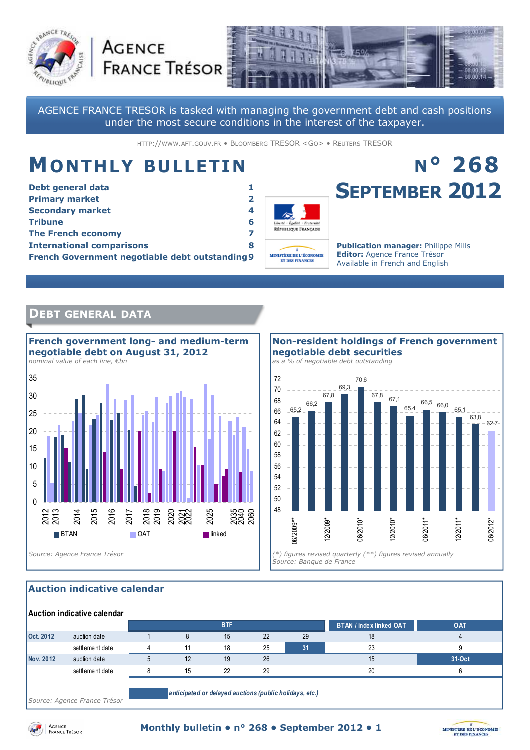AGENCE FRANCE TRÉSOR

AGENCE FRANCE TRESOR is tasked with managing the government debt and cash positions under the most secure conditions in the interest of the taxpayer.

HTTP://WWW.AFT.GOUV.FR • BLOOMBERG TRESOR <GO> • REUTERS TRESOR

# MONTHLY BULLETIN

# N° 268 SEPTEMBER 2012

| | |
|---|---|
| **Debt general data** | **1** |
| **Primary market** | **2** |
| **Secondary market** | **4** |
| **Tribune** | **6** |
| **The French economy** | **7** |
| **International comparisons** | **8** |
| **French Government negotiable debt outstanding** | **9** |

**Publication manager:** Philippe Mills
**Editor:** Agence France Trésor
Available in French and English

## DEBT GENERAL DATA

### French government long- and medium-term negotiable debt on August 31, 2012

*nominal value of each line, €bn*

Legend: BTAN, OAT, linked

*Source: Agence France Trésor*

### Non-resident holdings of French government negotiable debt securities

*as a % of negotiable debt outstanding*

| 06/2009** | | 12/2009* | | 06/2010* | | 12/2010* | | 06/2011* | | 12/2011* | | 06/2012* |
|---|---|---|---|---|---|---|---|---|---|---|---|---|
| 65,2 | 66,2 | 67,8 | 69,3 | 70,6 | 67,8 | 67,1 | 65,4 | 66,5 | 66,0 | 65,1 | 63,8 | 62,7 |

*(\*) figures revised quarterly (\*\*) figures revised annually*
*Source: Banque de France*

### Auction indicative calendar

**Auction indicative calendar**

| | | BTF | | | | | BTAN / index linked OAT | OAT |
|---|---|---|---|---|---|---|---|---|
| Oct. 2012 | auction date | 1 | 8 | 15 | 22 | 29 | 18 | 4 |
| | settlement date | 4 | 11 | 18 | 25 | 31 | 23 | 9 |
| Nov. 2012 | auction date | 5 | 12 | 19 | 26 | | 15 | 31-Oct |
| | settlement date | 8 | 15 | 22 | 29 | | 20 | 6 |

*anticipated or delayed auctions (public holidays, etc.)*

*Source: Agence France Trésor*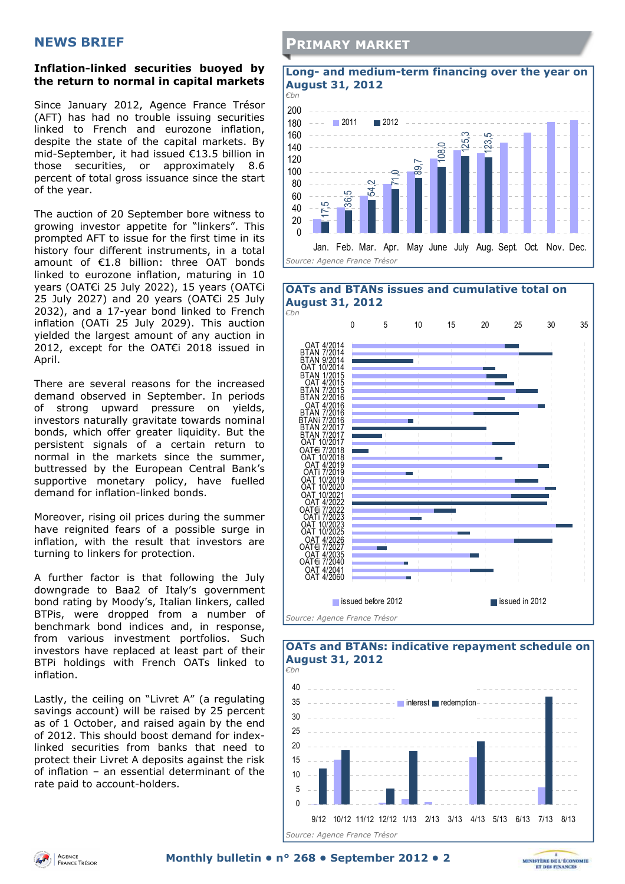## NEWS BRIEF

**Inflation-linked securities buoyed by the return to normal in capital markets**

Since January 2012, Agence France Trésor (AFT) has had no trouble issuing securities linked to French and eurozone inflation, despite the state of the capital markets. By mid-September, it had issued €13.5 billion in those securities, or approximately 8.6 percent of total gross issuance since the start of the year.

The auction of 20 September bore witness to growing investor appetite for "linkers". This prompted AFT to issue for the first time in its history four different instruments, in a total amount of €1.8 billion: three OAT bonds linked to eurozone inflation, maturing in 10 years (OAT€i 25 July 2022), 15 years (OAT€i 25 July 2027) and 20 years (OAT€i 25 July 2032), and a 17-year bond linked to French inflation (OATi 25 July 2029). This auction yielded the largest amount of any auction in 2012, except for the OAT€i 2018 issued in April.

There are several reasons for the increased demand observed in September. In periods of strong upward pressure on yields, investors naturally gravitate towards nominal bonds, which offer greater liquidity. But the persistent signals of a certain return to normal in the markets since the summer, buttressed by the European Central Bank's supportive monetary policy, have fuelled demand for inflation-linked bonds.

Moreover, rising oil prices during the summer have reignited fears of a possible surge in inflation, with the result that investors are turning to linkers for protection.

A further factor is that following the July downgrade to Baa2 of Italy's government bond rating by Moody's, Italian linkers, called BTPis, were dropped from a number of benchmark bond indices and, in response, from various investment portfolios. Such investors have replaced at least part of their BTPi holdings with French OATs linked to inflation.

Lastly, the ceiling on "Livret A" (a regulating savings account) will be raised by 25 percent as of 1 October, and raised again by the end of 2012. This should boost demand for index-linked securities from banks that need to protect their Livret A deposits against the risk of inflation – an essential determinant of the rate paid to account-holders.

## PRIMARY MARKET

**Long- and medium-term financing over the year on August 31, 2012**

*€bn*

| | Jan. | Feb. | Mar. | Apr. | May | June | July | Aug. |
|---|---|---|---|---|---|---|---|---|
| 2012 | 17,5 | 36,5 | 54,2 | 71,0 | 89,7 | 108,0 | 125,3 | 123,5 |

Source: Agence France Trésor

**OATs and BTANs issues and cumulative total on August 31, 2012**

*€bn*

Source: Agence France Trésor

**OATs and BTANs: indicative repayment schedule on August 31, 2012**

*€bn*

Source: Agence France Trésor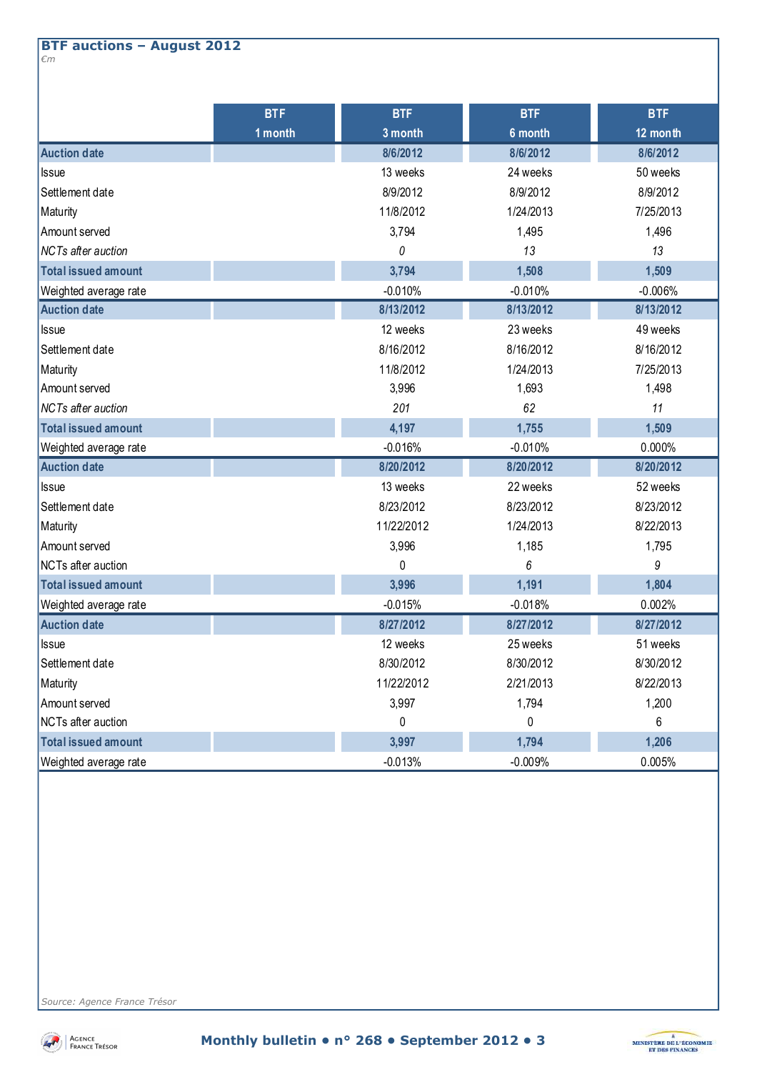## BTF auctions – August 2012

*€m*

| | BTF 1 month | BTF 3 month | BTF 6 month | BTF 12 month |
|---|---|---|---|---|
| **Auction date** | | **8/6/2012** | **8/6/2012** | **8/6/2012** |
| Issue | | 13 weeks | 24 weeks | 50 weeks |
| Settlement date | | 8/9/2012 | 8/9/2012 | 8/9/2012 |
| Maturity | | 11/8/2012 | 1/24/2013 | 7/25/2013 |
| Amount served | | 3,794 | 1,495 | 1,496 |
| *NCTs after auction* | | *0* | *13* | *13* |
| **Total issued amount** | | **3,794** | **1,508** | **1,509** |
| Weighted average rate | | -0.010% | -0.010% | -0.006% |
| **Auction date** | | **8/13/2012** | **8/13/2012** | **8/13/2012** |
| Issue | | 12 weeks | 23 weeks | 49 weeks |
| Settlement date | | 8/16/2012 | 8/16/2012 | 8/16/2012 |
| Maturity | | 11/8/2012 | 1/24/2013 | 7/25/2013 |
| Amount served | | 3,996 | 1,693 | 1,498 |
| *NCTs after auction* | | *201* | *62* | *11* |
| **Total issued amount** | | **4,197** | **1,755** | **1,509** |
| Weighted average rate | | -0.016% | -0.010% | 0.000% |
| **Auction date** | | **8/20/2012** | **8/20/2012** | **8/20/2012** |
| Issue | | 13 weeks | 22 weeks | 52 weeks |
| Settlement date | | 8/23/2012 | 8/23/2012 | 8/23/2012 |
| Maturity | | 11/22/2012 | 1/24/2013 | 8/22/2013 |
| Amount served | | 3,996 | 1,185 | 1,795 |
| NCTs after auction | | 0 | *6* | *9* |
| **Total issued amount** | | **3,996** | **1,191** | **1,804** |
| Weighted average rate | | -0.015% | -0.018% | 0.002% |
| **Auction date** | | **8/27/2012** | **8/27/2012** | **8/27/2012** |
| Issue | | 12 weeks | 25 weeks | 51 weeks |
| Settlement date | | 8/30/2012 | 8/30/2012 | 8/30/2012 |
| Maturity | | 11/22/2012 | 2/21/2013 | 8/22/2013 |
| Amount served | | 3,997 | 1,794 | 1,200 |
| NCTs after auction | | 0 | 0 | 6 |
| **Total issued amount** | | **3,997** | **1,794** | **1,206** |
| Weighted average rate | | -0.013% | -0.009% | 0.005% |

*Source: Agence France Trésor*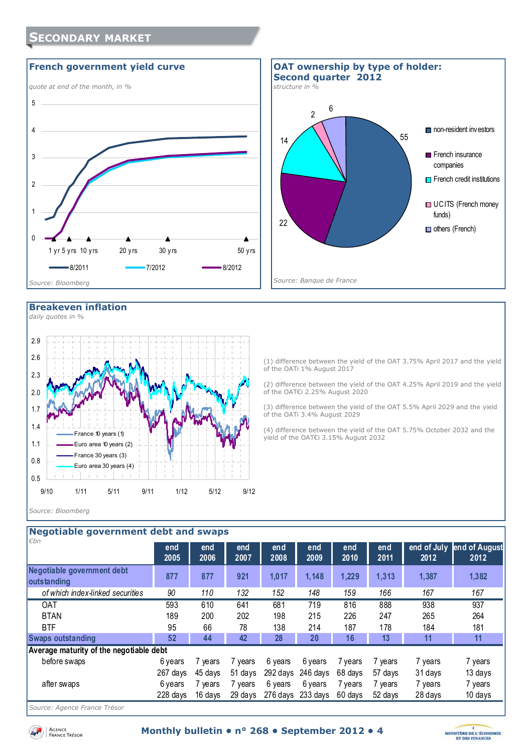## Secondary market

### French government yield curve

*quote at end of the month, in %*

1 yr 5 yrs 10 yrs 20 yrs 30 yrs 50 yrs

8/2011 — 7/2012 — 8/2012

*Source: Bloomberg*

### OAT ownership by type of holder: Second quarter 2012

*structure in %*

- non-resident investors: 55
- French insurance companies: 22
- French credit institutions: 14
- UCITS (French money funds): 2
- others (French): 6

*Source: Banque de France*

### Breakeven inflation

*daily quotes in %*

France 10 years (1)
Euro area 10 years (2)
France 30 years (3)
Euro area 30 years (4)

*Source: Bloomberg*

(1) difference between the yield of the OAT 3.75% April 2017 and the yield of the OATi 1% August 2017

(2) difference between the yield of the OAT 4.25% April 2019 and the yield of the OAT€i 2.25% August 2020

(3) difference between the yield of the OAT 5.5% April 2029 and the yield of the OATi 3.4% August 2029

(4) difference between the yield of the OAT 5.75% October 2032 and the yield of the OAT€i 3.15% August 2032

### Negotiable government debt and swaps

*€bn*

| | end 2005 | end 2006 | end 2007 | end 2008 | end 2009 | end 2010 | end 2011 | end of July 2012 | end of August 2012 |
|---|---|---|---|---|---|---|---|---|---|
| **Negotiable government debt outstanding** | 877 | 877 | 921 | 1,017 | 1,148 | 1,229 | 1,313 | 1,387 | 1,382 |
| *of which index-linked securities* | *90* | *110* | *132* | *152* | *148* | *159* | *166* | *167* | *167* |
| OAT | 593 | 610 | 641 | 681 | 719 | 816 | 888 | 938 | 937 |
| BTAN | 189 | 200 | 202 | 198 | 215 | 226 | 247 | 265 | 264 |
| BTF | 95 | 66 | 78 | 138 | 214 | 187 | 178 | 184 | 181 |
| **Swaps outstanding** | 52 | 44 | 42 | 28 | 20 | 16 | 13 | 11 | 11 |
| **Average maturity of the negotiable debt** | | | | | | | | | |
| before swaps | 6 years 267 days | 7 years 45 days | 7 years 51 days | 6 years 292 days | 6 years 246 days | 7 years 68 days | 7 years 57 days | 7 years 31 days | 7 years 13 days |
| after swaps | 6 years 228 days | 7 years 16 days | 7 years 29 days | 6 years 276 days | 6 years 233 days | 7 years 60 days | 7 years 52 days | 7 years 28 days | 7 years 10 days |

*Source: Agence France Trésor*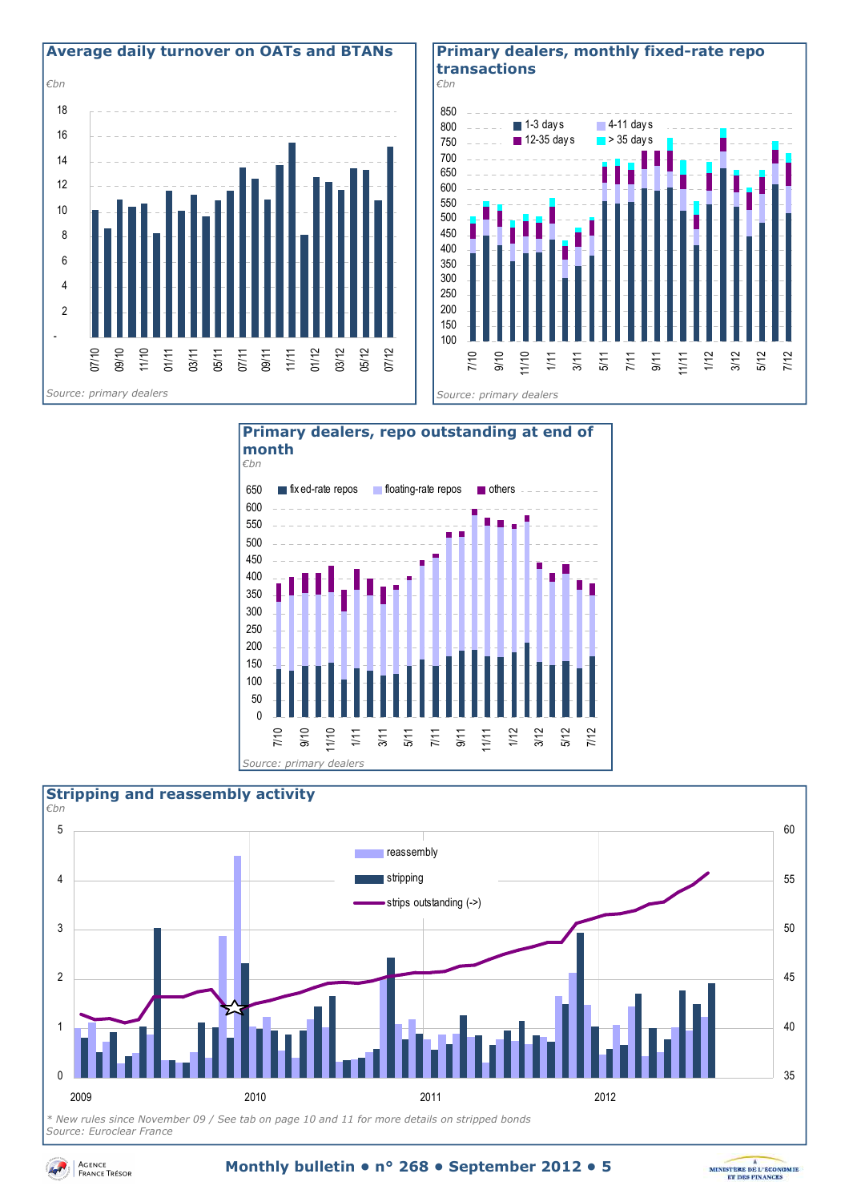## Average daily turnover on OATs and BTANs

*€bn*

*Source: primary dealers*

## Primary dealers, monthly fixed-rate repo transactions

*€bn*

*Source: primary dealers*

## Primary dealers, repo outstanding at end of month

*€bn*

*Source: primary dealers*

## Stripping and reassembly activity

*€bn*

*\* New rules since November 09 / See tab on page 10 and 11 for more details on stripped bonds*

*Source: Euroclear France*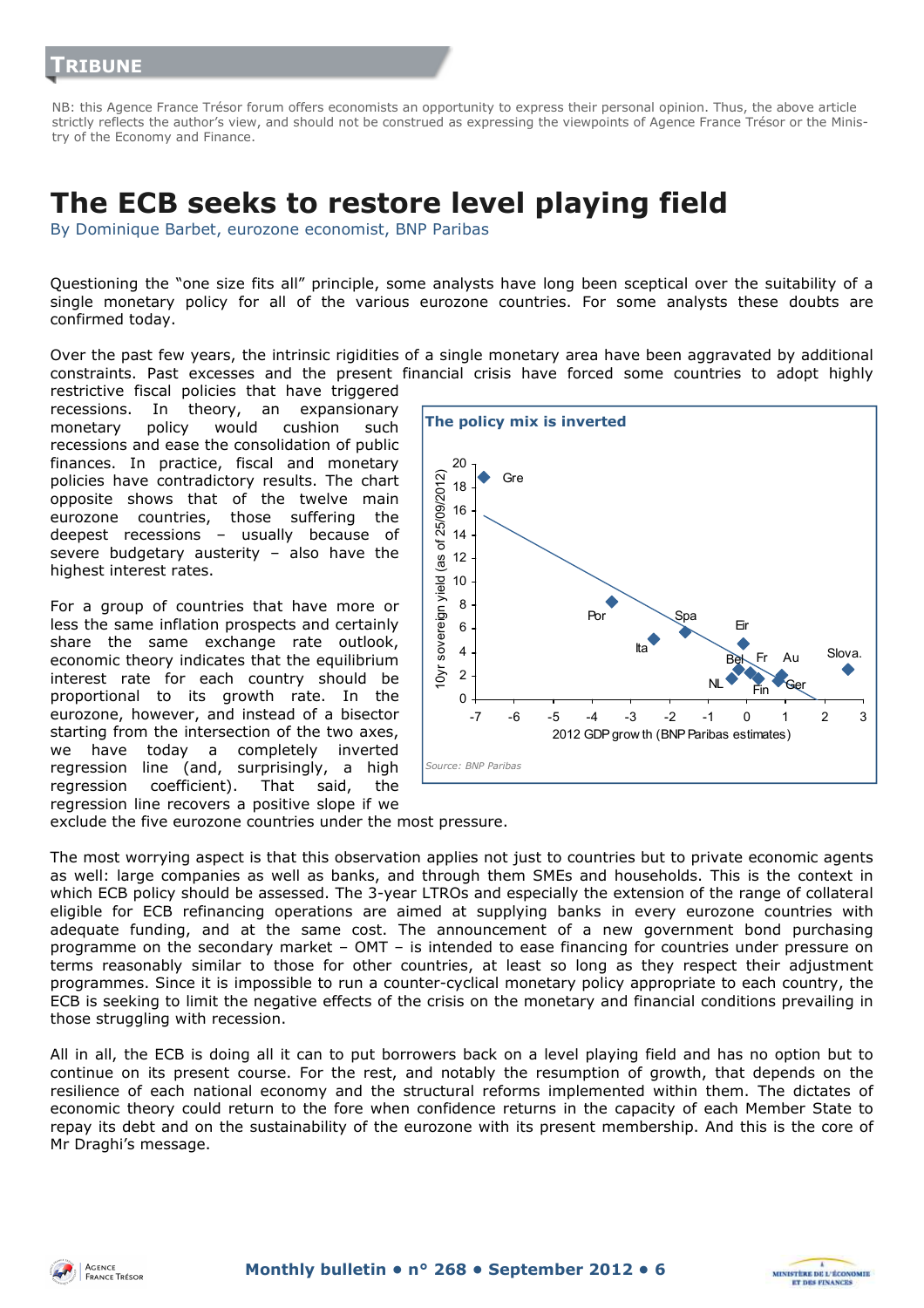# TRIBUNE

NB: this Agence France Trésor forum offers economists an opportunity to express their personal opinion. Thus, the above article strictly reflects the author's view, and should not be construed as expressing the viewpoints of Agence France Trésor or the Ministry of the Economy and Finance.

# The ECB seeks to restore level playing field

By Dominique Barbet, eurozone economist, BNP Paribas

Questioning the "one size fits all" principle, some analysts have long been sceptical over the suitability of a single monetary policy for all of the various eurozone countries. For some analysts these doubts are confirmed today.

Over the past few years, the intrinsic rigidities of a single monetary area have been aggravated by additional constraints. Past excesses and the present financial crisis have forced some countries to adopt highly restrictive fiscal policies that have triggered recessions. In theory, an expansionary monetary policy would cushion such recessions and ease the consolidation of public finances. In practice, fiscal and monetary policies have contradictory results. The chart opposite shows that of the twelve main eurozone countries, those suffering the deepest recessions – usually because of severe budgetary austerity – also have the highest interest rates.

**The policy mix is inverted**

*Source: BNP Paribas*

For a group of countries that have more or less the same inflation prospects and certainly share the same exchange rate outlook, economic theory indicates that the equilibrium interest rate for each country should be proportional to its growth rate. In the eurozone, however, and instead of a bisector starting from the intersection of the two axes, we have today a completely inverted regression line (and, surprisingly, a high regression coefficient). That said, the regression line recovers a positive slope if we exclude the five eurozone countries under the most pressure.

The most worrying aspect is that this observation applies not just to countries but to private economic agents as well: large companies as well as banks, and through them SMEs and households. This is the context in which ECB policy should be assessed. The 3-year LTROs and especially the extension of the range of collateral eligible for ECB refinancing operations are aimed at supplying banks in every eurozone countries with adequate funding, and at the same cost. The announcement of a new government bond purchasing programme on the secondary market – OMT – is intended to ease financing for countries under pressure on terms reasonably similar to those for other countries, at least so long as they respect their adjustment programmes. Since it is impossible to run a counter-cyclical monetary policy appropriate to each country, the ECB is seeking to limit the negative effects of the crisis on the monetary and financial conditions prevailing in those struggling with recession.

All in all, the ECB is doing all it can to put borrowers back on a level playing field and has no option but to continue on its present course. For the rest, and notably the resumption of growth, that depends on the resilience of each national economy and the structural reforms implemented within them. The dictates of economic theory could return to the fore when confidence returns in the capacity of each Member State to repay its debt and on the sustainability of the eurozone with its present membership. And this is the core of Mr Draghi's message.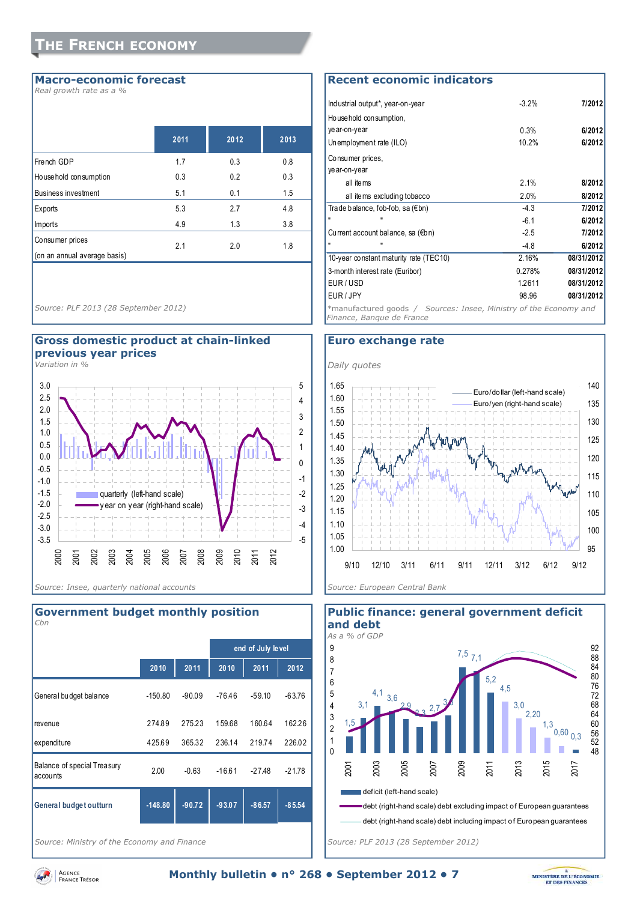# THE FRENCH ECONOMY

## Macro-economic forecast

*Real growth rate as a %*

| | 2011 | 2012 | 2013 |
|---|---|---|---|
| French GDP | 1.7 | 0.3 | 0.8 |
| Household consumption | 0.3 | 0.2 | 0.3 |
| Business investment | 5.1 | 0.1 | 1.5 |
| Exports | 5.3 | 2.7 | 4.8 |
| Imports | 4.9 | 1.3 | 3.8 |
| Consumer prices (on an annual average basis) | 2.1 | 2.0 | 1.8 |

*Source: PLF 2013 (28 September 2012)*

## Recent economic indicators

| | | |
|---|---|---|
| Industrial output*, year-on-year | -3.2% | 7/2012 |
| Household consumption, year-on-year | 0.3% | 6/2012 |
| Unemployment rate (ILO) | 10.2% | 6/2012 |
| Consumer prices, year-on-year | | |
| all items | 2.1% | 8/2012 |
| all items excluding tobacco | 2.0% | 8/2012 |
| Trade balance, fob-fob, sa (€bn) | -4.3 | 7/2012 |
| " " | -6.1 | 6/2012 |
| Current account balance, sa (€bn) | -2.5 | 7/2012 |
| " " | -4.8 | 6/2012 |
| 10-year constant maturity rate (TEC10) | 2.16% | 08/31/2012 |
| 3-month interest rate (Euribor) | 0.278% | 08/31/2012 |
| EUR / USD | 1.2611 | 08/31/2012 |
| EUR / JPY | 98.96 | 08/31/2012 |

*\*manufactured goods / Sources: Insee, Ministry of the Economy and Finance, Banque de France*

## Gross domestic product at chain-linked previous year prices

*Variation in %*

quarterly (left-hand scale)
year on year (right-hand scale)

*Source: Insee, quarterly national accounts*

## Euro exchange rate

*Daily quotes*

Euro/dollar (left-hand scale)
Euro/yen (right-hand scale)

*Source: European Central Bank*

## Government budget monthly position

*€bn*

| | 2010 | 2011 | end of July level 2010 | 2011 | 2012 |
|---|---|---|---|---|---|
| General budget balance | -150.80 | -90.09 | -76.46 | -59.10 | -63.76 |
| revenue | 274.89 | 275.23 | 159.68 | 160.64 | 162.26 |
| expenditure | 425.69 | 365.32 | 236.14 | 219.74 | 226.02 |
| Balance of special Treasury accounts | 2.00 | -0.63 | -16.61 | -27.48 | -21.78 |
| **General budget outturn** | **-148.80** | **-90.72** | **-93.07** | **-86.57** | **-85.54** |

*Source: Ministry of the Economy and Finance*

## Public finance: general government deficit and debt

*As a % of GDP*

deficit (left-hand scale)
debt (right-hand scale) debt excluding impact of European guarantees
debt (right-hand scale) debt including impact of European guarantees

*Source: PLF 2013 (28 September 2012)*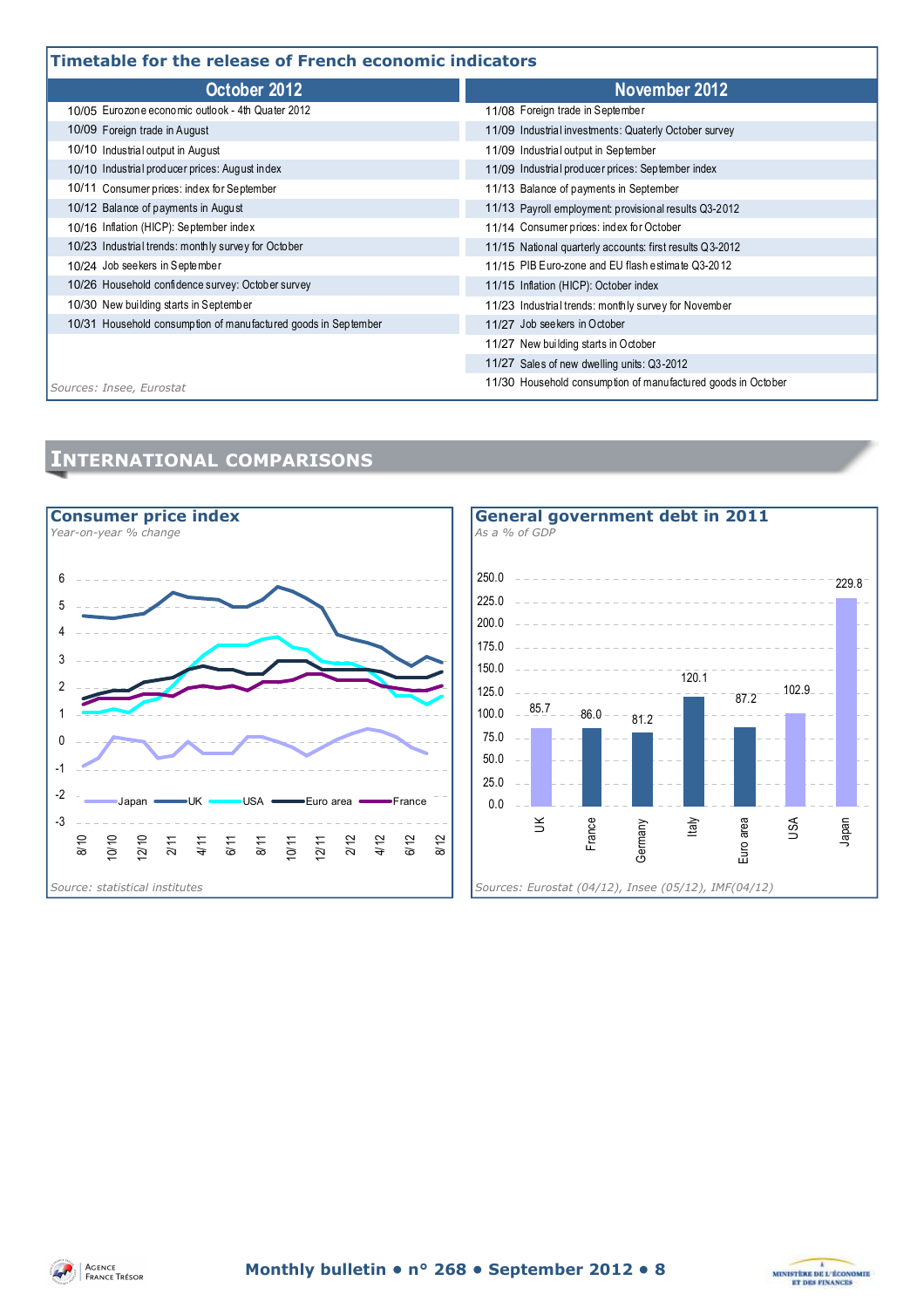## Timetable for the release of French economic indicators

| October 2012 | November 2012 |
|---|---|
| 10/05 Eurozone economic outlook - 4th Quater 2012 | 11/08 Foreign trade in September |
| 10/09 Foreign trade in August | 11/09 Industrial investments: Quaterly October survey |
| 10/10 Industrial output in August | 11/09 Industrial output in September |
| 10/10 Industrial producer prices: August index | 11/09 Industrial producer prices: September index |
| 10/11 Consumer prices: index for September | 11/13 Balance of payments in September |
| 10/12 Balance of payments in August | 11/13 Payroll employment: provisional results Q3-2012 |
| 10/16 Inflation (HICP): September index | 11/14 Consumer prices: index for October |
| 10/23 Industrial trends: monthly survey for October | 11/15 National quarterly accounts: first results Q3-2012 |
| 10/24 Job seekers in September | 11/15 PIB Euro-zone and EU flash estimate Q3-2012 |
| 10/26 Household confidence survey: October survey | 11/15 Inflation (HICP): October index |
| 10/30 New building starts in September | 11/23 Industrial trends: monthly survey for November |
| 10/31 Household consumption of manufactured goods in September | 11/27 Job seekers in October |
| | 11/27 New building starts in October |
| | 11/27 Sales of new dwelling units: Q3-2012 |
| | 11/30 Household consumption of manufactured goods in October |

*Sources: Insee, Eurostat*

# International comparisons

### Consumer price index

*Year-on-year % change*

Legend: Japan, UK, USA, Euro area, France

*Source: statistical institutes*

### General government debt in 2011

*As a % of GDP*

| Country | % of GDP |
|---|---|
| UK | 85.7 |
| France | 86.0 |
| Germany | 81.2 |
| Italy | 120.1 |
| Euro area | 87.2 |
| USA | 102.9 |
| Japan | 229.8 |

*Sources: Eurostat (04/12), Insee (05/12), IMF(04/12)*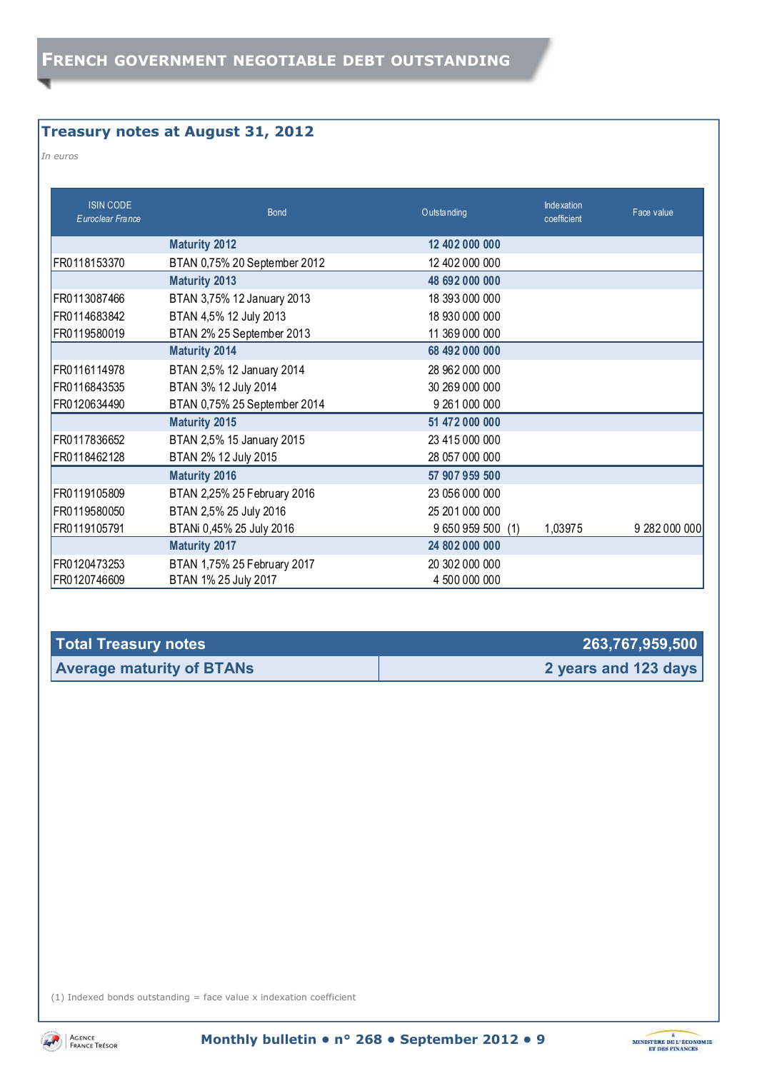# French government negotiable debt outstanding

## Treasury notes at August 31, 2012

*In euros*

| ISIN CODE *Euroclear France* | Bond | Outstanding | | Indexation coefficient | Face value |
|---|---|---|---|---|---|
| | **Maturity 2012** | **12 402 000 000** | | | |
| FR0118153370 | BTAN 0,75% 20 September 2012 | 12 402 000 000 | | | |
| | **Maturity 2013** | **48 692 000 000** | | | |
| FR0113087466 | BTAN 3,75% 12 January 2013 | 18 393 000 000 | | | |
| FR0114683842 | BTAN 4,5% 12 July 2013 | 18 930 000 000 | | | |
| FR0119580019 | BTAN 2% 25 September 2013 | 11 369 000 000 | | | |
| | **Maturity 2014** | **68 492 000 000** | | | |
| FR0116114978 | BTAN 2,5% 12 January 2014 | 28 962 000 000 | | | |
| FR0116843535 | BTAN 3% 12 July 2014 | 30 269 000 000 | | | |
| FR0120634490 | BTAN 0,75% 25 September 2014 | 9 261 000 000 | | | |
| | **Maturity 2015** | **51 472 000 000** | | | |
| FR0117836652 | BTAN 2,5% 15 January 2015 | 23 415 000 000 | | | |
| FR0118462128 | BTAN 2% 12 July 2015 | 28 057 000 000 | | | |
| | **Maturity 2016** | **57 907 959 500** | | | |
| FR0119105809 | BTAN 2,25% 25 February 2016 | 23 056 000 000 | | | |
| FR0119580050 | BTAN 2,5% 25 July 2016 | 25 201 000 000 | | | |
| FR0119105791 | BTANi 0,45% 25 July 2016 | 9 650 959 500 | (1) | 1,03975 | 9 282 000 000 |
| | **Maturity 2017** | **24 802 000 000** | | | |
| FR0120473253 | BTAN 1,75% 25 February 2017 | 20 302 000 000 | | | |
| FR0120746609 | BTAN 1% 25 July 2017 | 4 500 000 000 | | | |

| **Total Treasury notes** | **263,767,959,500** |
|---|---|
| **Average maturity of BTANs** | **2 years and 123 days** |

(1) Indexed bonds outstanding = face value x indexation coefficient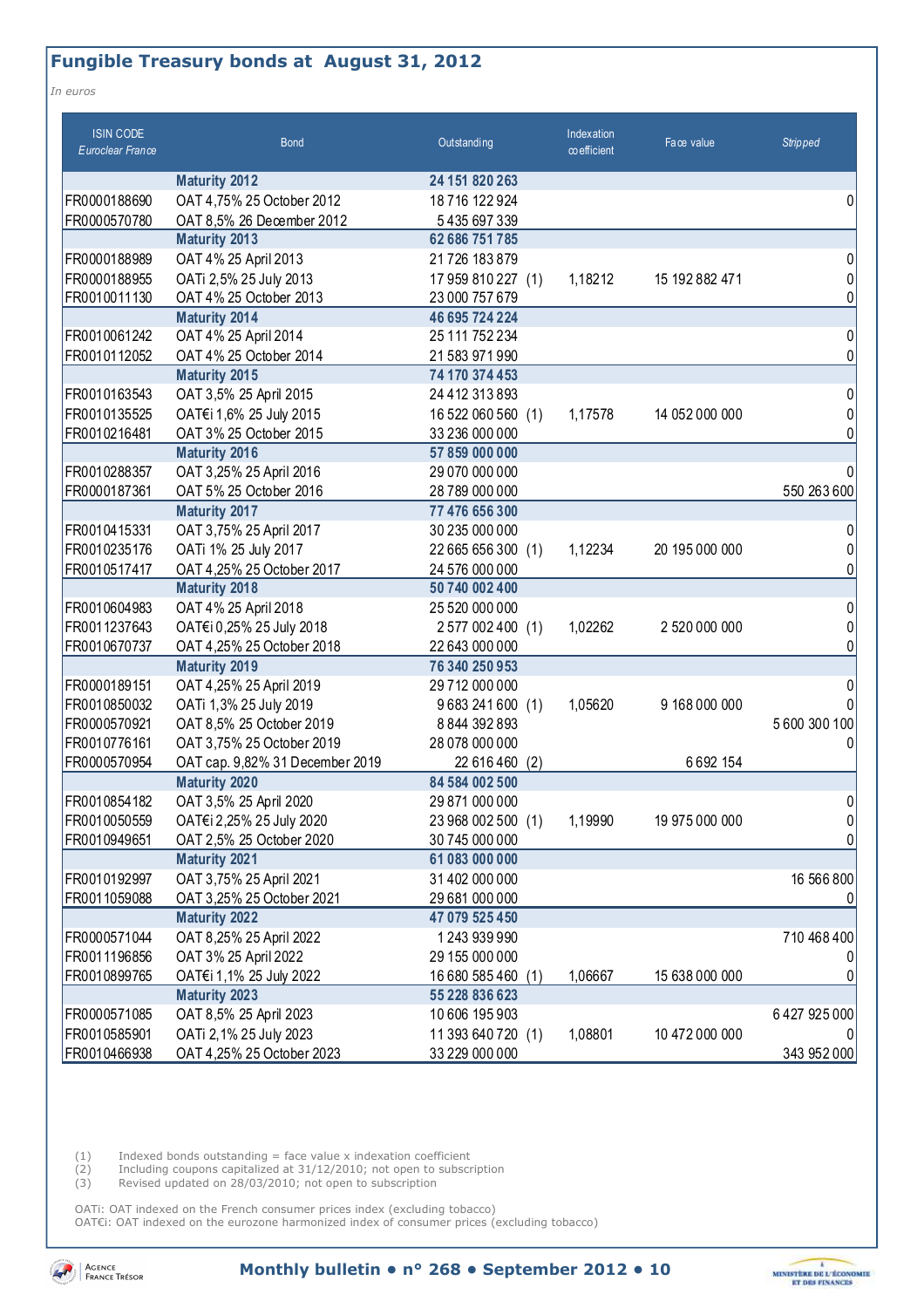## Fungible Treasury bonds at August 31, 2012

*In euros*

| ISIN CODE *Euroclear France* | Bond | Outstanding | | Indexation coefficient | Face value | *Stripped* |
|---|---|---|---|---|---|---|
| | **Maturity 2012** | **24 151 820 263** | | | | |
| FR0000188690 | OAT 4,75% 25 October 2012 | 18 716 122 924 | | | | 0 |
| FR0000570780 | OAT 8,5% 26 December 2012 | 5 435 697 339 | | | | |
| | **Maturity 2013** | **62 686 751 785** | | | | |
| FR0000188989 | OAT 4% 25 April 2013 | 21 726 183 879 | | | | 0 |
| FR0000188955 | OATi 2,5% 25 July 2013 | 17 959 810 227 | (1) | 1,18212 | 15 192 882 471 | 0 |
| FR0010011130 | OAT 4% 25 October 2013 | 23 000 757 679 | | | | 0 |
| | **Maturity 2014** | **46 695 724 224** | | | | |
| FR0010061242 | OAT 4% 25 April 2014 | 25 111 752 234 | | | | 0 |
| FR0010112052 | OAT 4% 25 October 2014 | 21 583 971 990 | | | | 0 |
| | **Maturity 2015** | **74 170 374 453** | | | | |
| FR0010163543 | OAT 3,5% 25 April 2015 | 24 412 313 893 | | | | 0 |
| FR0010135525 | OAT€i 1,6% 25 July 2015 | 16 522 060 560 | (1) | 1,17578 | 14 052 000 000 | 0 |
| FR0010216481 | OAT 3% 25 October 2015 | 33 236 000 000 | | | | 0 |
| | **Maturity 2016** | **57 859 000 000** | | | | |
| FR0010288357 | OAT 3,25% 25 April 2016 | 29 070 000 000 | | | | 0 |
| FR0000187361 | OAT 5% 25 October 2016 | 28 789 000 000 | | | | 550 263 600 |
| | **Maturity 2017** | **77 476 656 300** | | | | |
| FR0010415331 | OAT 3,75% 25 April 2017 | 30 235 000 000 | | | | 0 |
| FR0010235176 | OATi 1% 25 July 2017 | 22 665 656 300 | (1) | 1,12234 | 20 195 000 000 | 0 |
| FR0010517417 | OAT 4,25% 25 October 2017 | 24 576 000 000 | | | | 0 |
| | **Maturity 2018** | **50 740 002 400** | | | | |
| FR0010604983 | OAT 4% 25 April 2018 | 25 520 000 000 | | | | 0 |
| FR0011237643 | OAT€i 0,25% 25 July 2018 | 2 577 002 400 | (1) | 1,02262 | 2 520 000 000 | 0 |
| FR0010670737 | OAT 4,25% 25 October 2018 | 22 643 000 000 | | | | 0 |
| | **Maturity 2019** | **76 340 250 953** | | | | |
| FR0000189151 | OAT 4,25% 25 April 2019 | 29 712 000 000 | | | | 0 |
| FR0010850032 | OATi 1,3% 25 July 2019 | 9 683 241 600 | (1) | 1,05620 | 9 168 000 000 | 0 |
| FR0000570921 | OAT 8,5% 25 October 2019 | 8 844 392 893 | | | | 5 600 300 100 |
| FR0010776161 | OAT 3,75% 25 October 2019 | 28 078 000 000 | | | | 0 |
| FR0000570954 | OAT cap. 9,82% 31 December 2019 | 22 616 460 | (2) | | 6 692 154 | |
| | **Maturity 2020** | **84 584 002 500** | | | | |
| FR0010854182 | OAT 3,5% 25 April 2020 | 29 871 000 000 | | | | 0 |
| FR0010050559 | OAT€i 2,25% 25 July 2020 | 23 968 002 500 | (1) | 1,19990 | 19 975 000 000 | 0 |
| FR0010949651 | OAT 2,5% 25 October 2020 | 30 745 000 000 | | | | 0 |
| | **Maturity 2021** | **61 083 000 000** | | | | |
| FR0010192997 | OAT 3,75% 25 April 2021 | 31 402 000 000 | | | | 16 566 800 |
| FR0011059088 | OAT 3,25% 25 October 2021 | 29 681 000 000 | | | | 0 |
| | **Maturity 2022** | **47 079 525 450** | | | | |
| FR0000571044 | OAT 8,25% 25 April 2022 | 1 243 939 990 | | | | 710 468 400 |
| FR0011196856 | OAT 3% 25 April 2022 | 29 155 000 000 | | | | 0 |
| FR0010899765 | OAT€i 1,1% 25 July 2022 | 16 680 585 460 | (1) | 1,06667 | 15 638 000 000 | 0 |
| | **Maturity 2023** | **55 228 836 623** | | | | |
| FR0000571085 | OAT 8,5% 25 April 2023 | 10 606 195 903 | | | | 6 427 925 000 |
| FR0010585901 | OATi 2,1% 25 July 2023 | 11 393 640 720 | (1) | 1,08801 | 10 472 000 000 | 0 |
| FR0010466938 | OAT 4,25% 25 October 2023 | 33 229 000 000 | | | | 343 952 000 |

(1) Indexed bonds outstanding = face value x indexation coefficient
(2) Including coupons capitalized at 31/12/2010; not open to subscription
(3) Revised updated on 28/03/2010; not open to subscription

OATi: OAT indexed on the French consumer prices index (excluding tobacco)
OAT€i: OAT indexed on the eurozone harmonized index of consumer prices (excluding tobacco)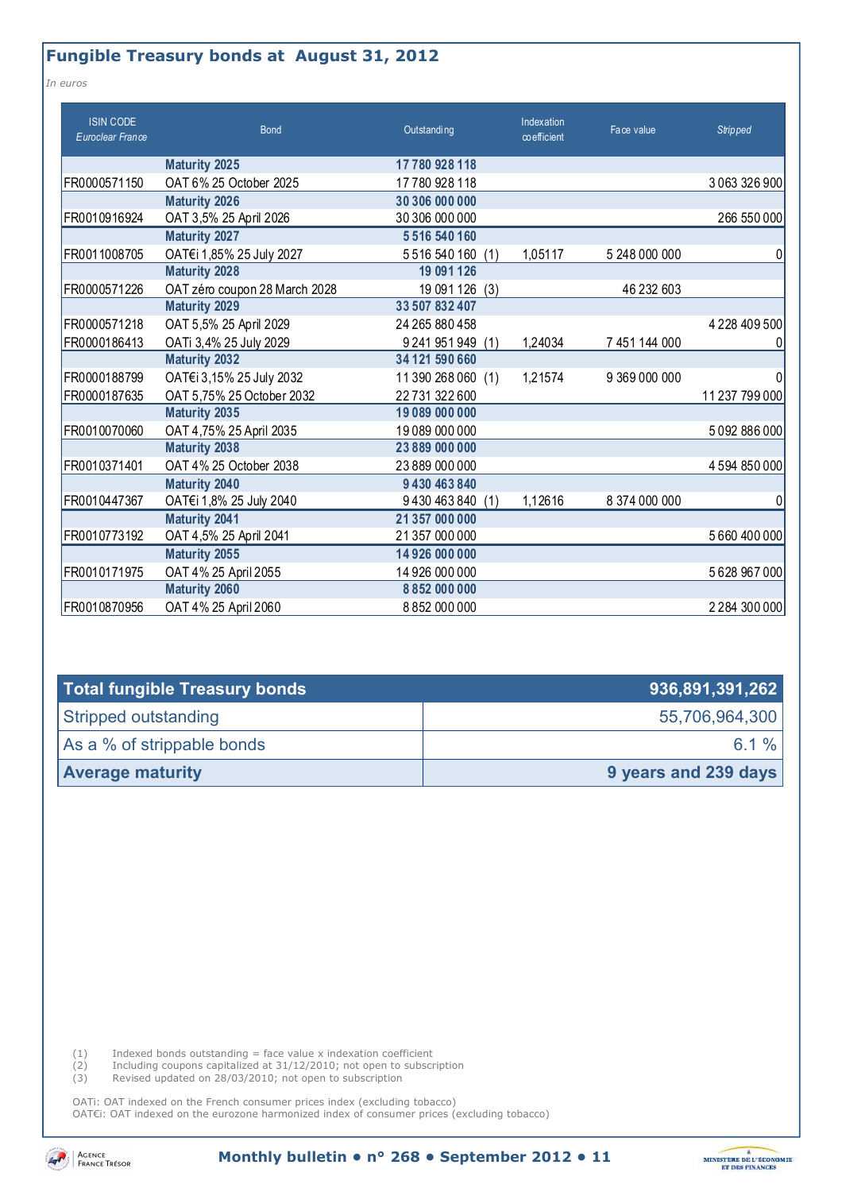## Fungible Treasury bonds at August 31, 2012

*In euros*

| ISIN CODE *Euroclear France* | Bond | Outstanding | Indexation coefficient | Face value | *Stripped* |
|---|---|---|---|---|---|
| | **Maturity 2025** | **17 780 928 118** | | | |
| FR0000571150 | OAT 6% 25 October 2025 | 17 780 928 118 | | | 3 063 326 900 |
| | **Maturity 2026** | **30 306 000 000** | | | |
| FR0010916924 | OAT 3,5% 25 April 2026 | 30 306 000 000 | | | 266 550 000 |
| | **Maturity 2027** | **5 516 540 160** | | | |
| FR0011008705 | OAT€i 1,85% 25 July 2027 | 5 516 540 160 (1) | 1,05117 | 5 248 000 000 | 0 |
| | **Maturity 2028** | **19 091 126** | | | |
| FR0000571226 | OAT zéro coupon 28 March 2028 | 19 091 126 (3) | | 46 232 603 | |
| | **Maturity 2029** | **33 507 832 407** | | | |
| FR0000571218 | OAT 5,5% 25 April 2029 | 24 265 880 458 | | | 4 228 409 500 |
| FR0000186413 | OATi 3,4% 25 July 2029 | 9 241 951 949 (1) | 1,24034 | 7 451 144 000 | 0 |
| | **Maturity 2032** | **34 121 590 660** | | | |
| FR0000188799 | OAT€i 3,15% 25 July 2032 | 11 390 268 060 (1) | 1,21574 | 9 369 000 000 | 0 |
| FR0000187635 | OAT 5,75% 25 October 2032 | 22 731 322 600 | | | 11 237 799 000 |
| | **Maturity 2035** | **19 089 000 000** | | | |
| FR0010070060 | OAT 4,75% 25 April 2035 | 19 089 000 000 | | | 5 092 886 000 |
| | **Maturity 2038** | **23 889 000 000** | | | |
| FR0010371401 | OAT 4% 25 October 2038 | 23 889 000 000 | | | 4 594 850 000 |
| | **Maturity 2040** | **9 430 463 840** | | | |
| FR0010447367 | OAT€i 1,8% 25 July 2040 | 9 430 463 840 (1) | 1,12616 | 8 374 000 000 | 0 |
| | **Maturity 2041** | **21 357 000 000** | | | |
| FR0010773192 | OAT 4,5% 25 April 2041 | 21 357 000 000 | | | 5 660 400 000 |
| | **Maturity 2055** | **14 926 000 000** | | | |
| FR0010171975 | OAT 4% 25 April 2055 | 14 926 000 000 | | | 5 628 967 000 |
| | **Maturity 2060** | **8 852 000 000** | | | |
| FR0010870956 | OAT 4% 25 April 2060 | 8 852 000 000 | | | 2 284 300 000 |

| **Total fungible Treasury bonds** | **936,891,391,262** |
|---|---|
| Stripped outstanding | 55,706,964,300 |
| As a % of strippable bonds | 6.1 % |
| **Average maturity** | **9 years and 239 days** |

(1) Indexed bonds outstanding = face value x indexation coefficient
(2) Including coupons capitalized at 31/12/2010; not open to subscription
(3) Revised updated on 28/03/2010; not open to subscription

OATi: OAT indexed on the French consumer prices index (excluding tobacco)
OAT€i: OAT indexed on the eurozone harmonized index of consumer prices (excluding tobacco)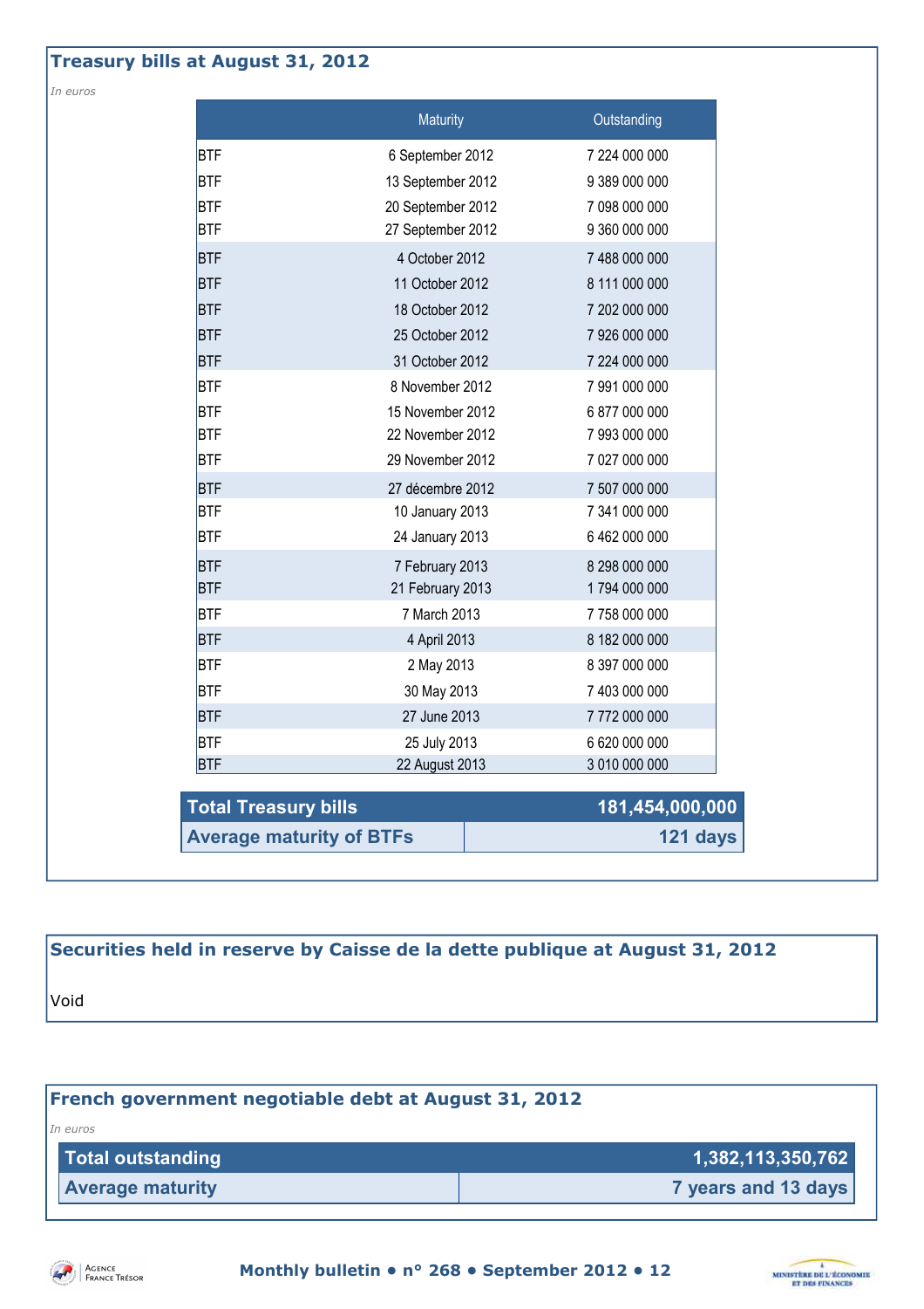## Treasury bills at August 31, 2012

*In euros*

| | Maturity | Outstanding |
|---|---|---|
| BTF | 6 September 2012 | 7 224 000 000 |
| BTF | 13 September 2012 | 9 389 000 000 |
| BTF | 20 September 2012 | 7 098 000 000 |
| BTF | 27 September 2012 | 9 360 000 000 |
| BTF | 4 October 2012 | 7 488 000 000 |
| BTF | 11 October 2012 | 8 111 000 000 |
| BTF | 18 October 2012 | 7 202 000 000 |
| BTF | 25 October 2012 | 7 926 000 000 |
| BTF | 31 October 2012 | 7 224 000 000 |
| BTF | 8 November 2012 | 7 991 000 000 |
| BTF | 15 November 2012 | 6 877 000 000 |
| BTF | 22 November 2012 | 7 993 000 000 |
| BTF | 29 November 2012 | 7 027 000 000 |
| BTF | 27 décembre 2012 | 7 507 000 000 |
| BTF | 10 January 2013 | 7 341 000 000 |
| BTF | 24 January 2013 | 6 462 000 000 |
| BTF | 7 February 2013 | 8 298 000 000 |
| BTF | 21 February 2013 | 1 794 000 000 |
| BTF | 7 March 2013 | 7 758 000 000 |
| BTF | 4 April 2013 | 8 182 000 000 |
| BTF | 2 May 2013 | 8 397 000 000 |
| BTF | 30 May 2013 | 7 403 000 000 |
| BTF | 27 June 2013 | 7 772 000 000 |
| BTF | 25 July 2013 | 6 620 000 000 |
| BTF | 22 August 2013 | 3 010 000 000 |

| | |
|---|---|
| **Total Treasury bills** | **181,454,000,000** |
| **Average maturity of BTFs** | **121 days** |

## Securities held in reserve by Caisse de la dette publique at August 31, 2012

Void

## French government negotiable debt at August 31, 2012

*In euros*

| | |
|---|---|
| **Total outstanding** | **1,382,113,350,762** |
| **Average maturity** | **7 years and 13 days** |